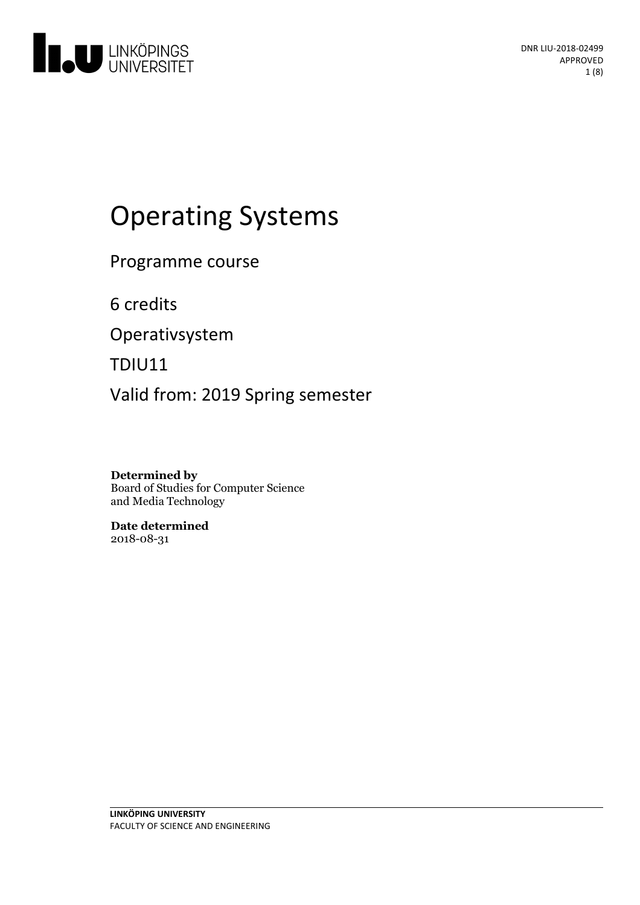DNR LIU-2018-02499
APPROVED

# Operating Systems

Programme course

6 credits

Operativsystem

TDIU11

Valid from: 2019 Spring semester

**Determined by**
Board of Studies for Computer Science and Media Technology

**Date determined**
2018-08-31

**LINKÖPING UNIVERSITY**
FACULTY OF SCIENCE AND ENGINEERING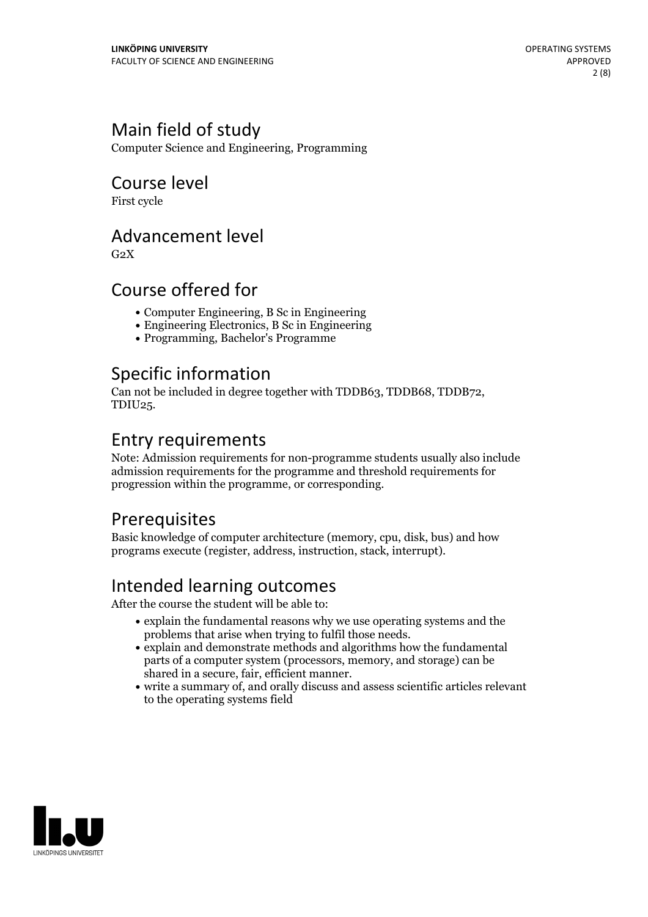## Main field of study

Computer Science and Engineering, Programming

## Course level

First cycle

## Advancement level

G2X

## Course offered for

- Computer Engineering, B Sc in Engineering
- Engineering Electronics, B Sc in Engineering
- Programming, Bachelor's Programme

## Specific information

Can not be included in degree together with TDDB63, TDDB68, TDDB72, TDIU25.

## Entry requirements

Note: Admission requirements for non-programme students usually also include admission requirements for the programme and threshold requirements for progression within the programme, or corresponding.

## Prerequisites

Basic knowledge of computer architecture (memory, cpu, disk, bus) and how programs execute (register, address, instruction, stack, interrupt).

## Intended learning outcomes

After the course the student will be able to:

- explain the fundamental reasons why we use operating systems and the problems that arise when trying to fulfil those needs.
- explain and demonstrate methods and algorithms how the fundamental parts of a computer system (processors, memory, and storage) can be shared in a secure, fair, efficient manner.
- write a summary of, and orally discuss and assess scientific articles relevant to the operating systems field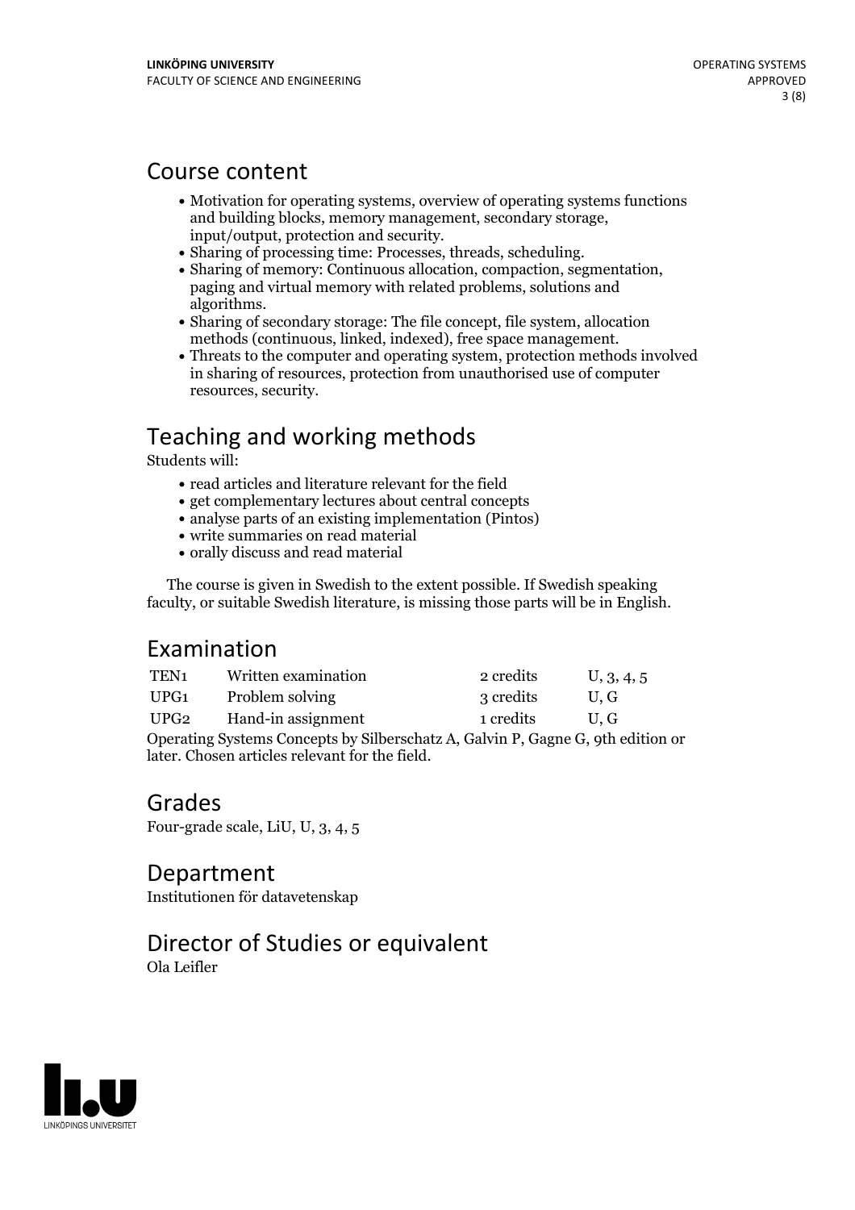## Course content

- Motivation for operating systems, overview of operating systems functions and building blocks, memory management, secondary storage, input/output, protection and security.
- Sharing of processing time: Processes, threads, scheduling.
- Sharing of memory: Continuous allocation, compaction, segmentation, paging and virtual memory with related problems, solutions and algorithms.
- Sharing of secondary storage: The file concept, file system, allocation methods (continuous, linked, indexed), free space management.
- Threats to the computer and operating system, protection methods involved in sharing of resources, protection from unauthorised use of computer resources, security.

## Teaching and working methods

Students will:

- read articles and literature relevant for the field
- get complementary lectures about central concepts
- analyse parts of an existing implementation (Pintos)
- write summaries on read material
- orally discuss and read material

The course is given in Swedish to the extent possible. If Swedish speaking faculty, or suitable Swedish literature, is missing those parts will be in English.

## Examination

| | | | |
|---|---|---|---|
| TEN1 | Written examination | 2 credits | U, 3, 4, 5 |
| UPG1 | Problem solving | 3 credits | U, G |
| UPG2 | Hand-in assignment | 1 credits | U, G |

Operating Systems Concepts by Silberschatz A, Galvin P, Gagne G, 9th edition or later. Chosen articles relevant for the field.

## Grades

Four-grade scale, LiU, U, 3, 4, 5

## Department

Institutionen för datavetenskap

## Director of Studies or equivalent

Ola Leifler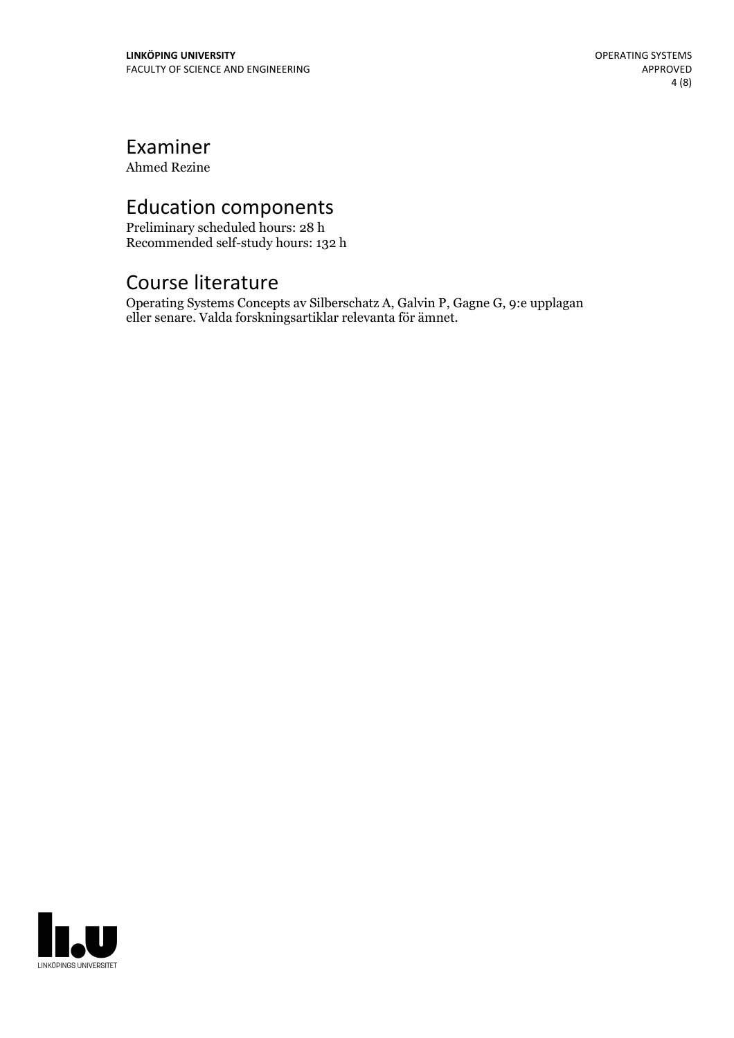## Examiner

Ahmed Rezine

## Education components

Preliminary scheduled hours: 28 h
Recommended self-study hours: 132 h

## Course literature

Operating Systems Concepts av Silberschatz A, Galvin P, Gagne G, 9:e upplagan eller senare. Valda forskningsartiklar relevanta för ämnet.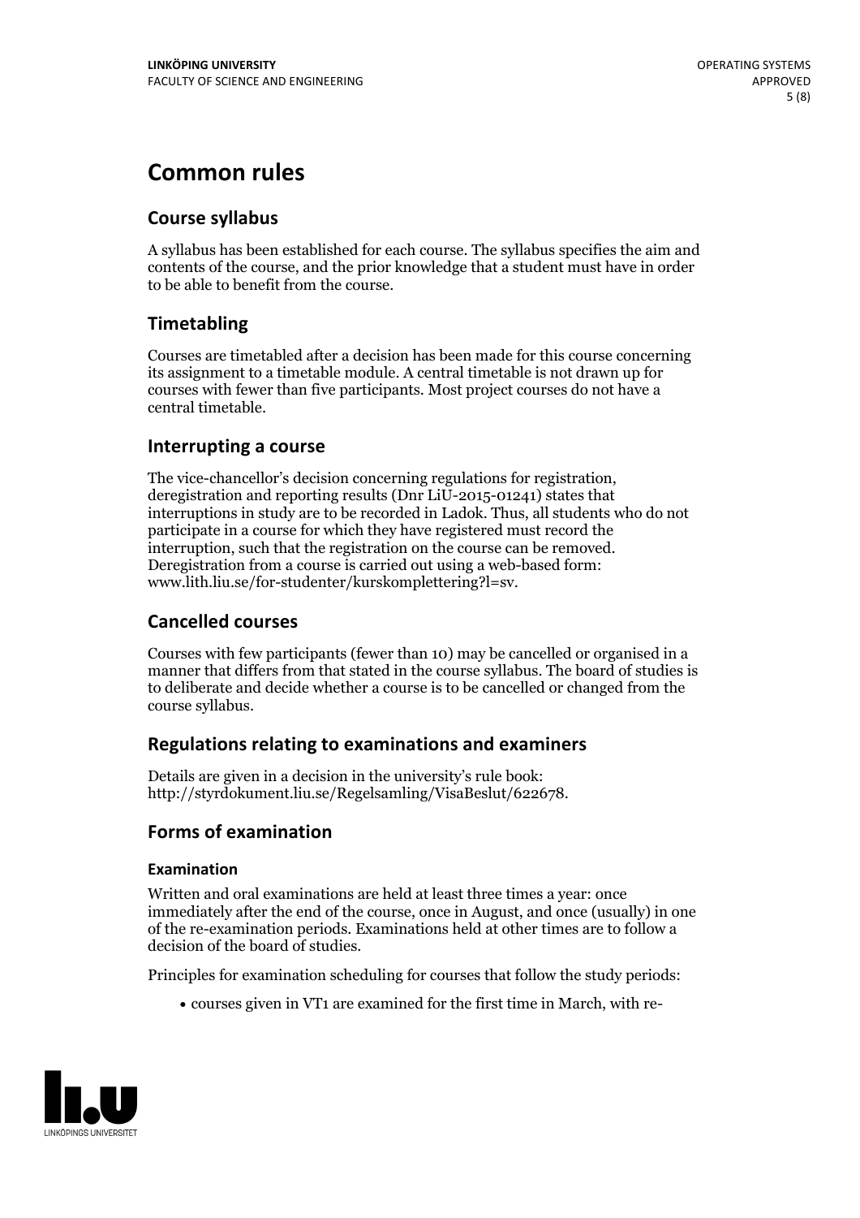# Common rules

## Course syllabus

A syllabus has been established for each course. The syllabus specifies the aim and contents of the course, and the prior knowledge that a student must have in order to be able to benefit from the course.

## Timetabling

Courses are timetabled after a decision has been made for this course concerning its assignment to a timetable module. A central timetable is not drawn up for courses with fewer than five participants. Most project courses do not have a central timetable.

## Interrupting a course

The vice-chancellor's decision concerning regulations for registration, deregistration and reporting results (Dnr LiU-2015-01241) states that interruptions in study are to be recorded in Ladok. Thus, all students who do not participate in a course for which they have registered must record the interruption, such that the registration on the course can be removed. Deregistration from a course is carried out using a web-based form: www.lith.liu.se/for-studenter/kurskomplettering?l=sv.

## Cancelled courses

Courses with few participants (fewer than 10) may be cancelled or organised in a manner that differs from that stated in the course syllabus. The board of studies is to deliberate and decide whether a course is to be cancelled or changed from the course syllabus.

## Regulations relating to examinations and examiners

Details are given in a decision in the university's rule book: http://styrdokument.liu.se/Regelsamling/VisaBeslut/622678.

## Forms of examination

### Examination

Written and oral examinations are held at least three times a year: once immediately after the end of the course, once in August, and once (usually) in one of the re-examination periods. Examinations held at other times are to follow a decision of the board of studies.

Principles for examination scheduling for courses that follow the study periods:

- courses given in VT1 are examined for the first time in March, with re-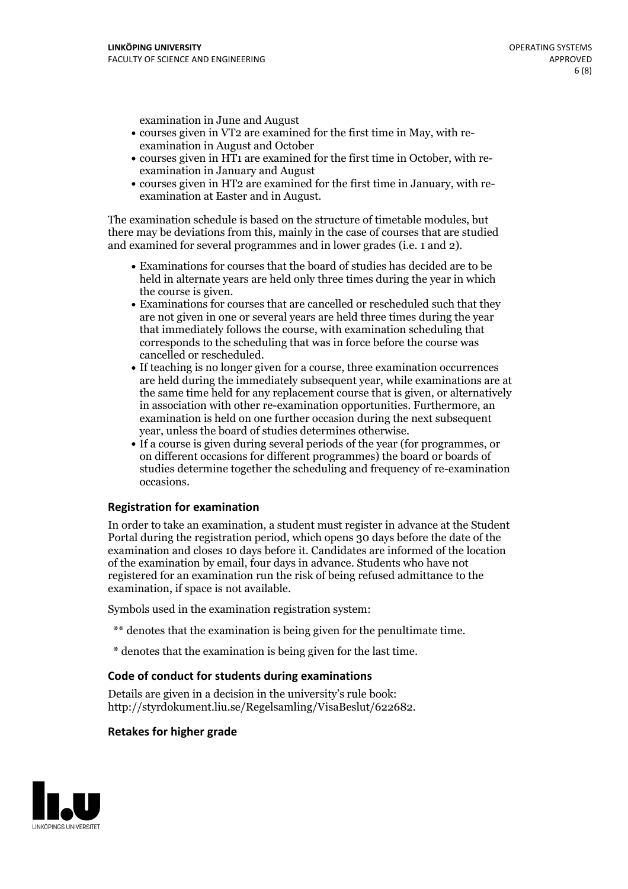examination in June and August

- courses given in VT2 are examined for the first time in May, with re-examination in August and October
- courses given in HT1 are examined for the first time in October, with re-examination in January and August
- courses given in HT2 are examined for the first time in January, with re-examination at Easter and in August.

The examination schedule is based on the structure of timetable modules, but there may be deviations from this, mainly in the case of courses that are studied and examined for several programmes and in lower grades (i.e. 1 and 2).

- Examinations for courses that the board of studies has decided are to be held in alternate years are held only three times during the year in which the course is given.
- Examinations for courses that are cancelled or rescheduled such that they are not given in one or several years are held three times during the year that immediately follows the course, with examination scheduling that corresponds to the scheduling that was in force before the course was cancelled or rescheduled.
- If teaching is no longer given for a course, three examination occurrences are held during the immediately subsequent year, while examinations are at the same time held for any replacement course that is given, or alternatively in association with other re-examination opportunities. Furthermore, an examination is held on one further occasion during the next subsequent year, unless the board of studies determines otherwise.
- If a course is given during several periods of the year (for programmes, or on different occasions for different programmes) the board or boards of studies determine together the scheduling and frequency of re-examination occasions.

### Registration for examination

In order to take an examination, a student must register in advance at the Student Portal during the registration period, which opens 30 days before the date of the examination and closes 10 days before it. Candidates are informed of the location of the examination by email, four days in advance. Students who have not registered for an examination run the risk of being refused admittance to the examination, if space is not available.

Symbols used in the examination registration system:

** denotes that the examination is being given for the penultimate time.

* denotes that the examination is being given for the last time.

### Code of conduct for students during examinations

Details are given in a decision in the university's rule book: http://styrdokument.liu.se/Regelsamling/VisaBeslut/622682.

### Retakes for higher grade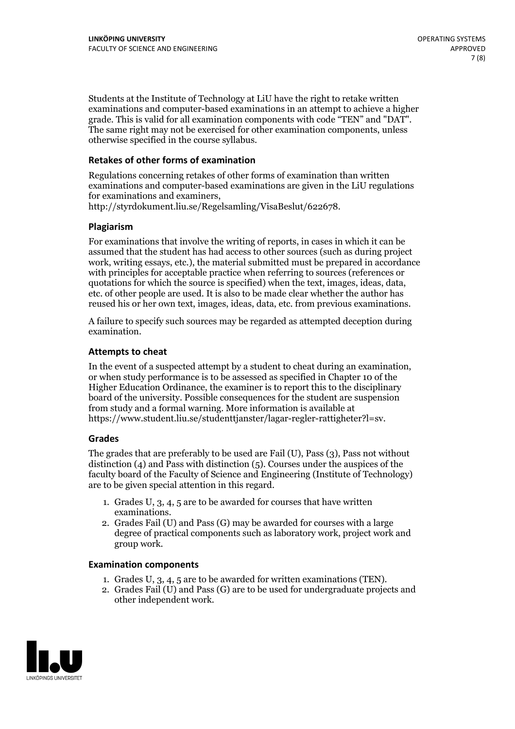Students at the Institute of Technology at LiU have the right to retake written examinations and computer-based examinations in an attempt to achieve a higher grade. This is valid for all examination components with code "TEN" and "DAT". The same right may not be exercised for other examination components, unless otherwise specified in the course syllabus.

### Retakes of other forms of examination

Regulations concerning retakes of other forms of examination than written examinations and computer-based examinations are given in the LiU regulations for examinations and examiners, http://styrdokument.liu.se/Regelsamling/VisaBeslut/622678.

### Plagiarism

For examinations that involve the writing of reports, in cases in which it can be assumed that the student has had access to other sources (such as during project work, writing essays, etc.), the material submitted must be prepared in accordance with principles for acceptable practice when referring to sources (references or quotations for which the source is specified) when the text, images, ideas, data, etc. of other people are used. It is also to be made clear whether the author has reused his or her own text, images, ideas, data, etc. from previous examinations.

A failure to specify such sources may be regarded as attempted deception during examination.

### Attempts to cheat

In the event of a suspected attempt by a student to cheat during an examination, or when study performance is to be assessed as specified in Chapter 10 of the Higher Education Ordinance, the examiner is to report this to the disciplinary board of the university. Possible consequences for the student are suspension from study and a formal warning. More information is available at https://www.student.liu.se/studenttjanster/lagar-regler-rattigheter?l=sv.

### Grades

The grades that are preferably to be used are Fail (U), Pass (3), Pass not without distinction (4) and Pass with distinction (5). Courses under the auspices of the faculty board of the Faculty of Science and Engineering (Institute of Technology) are to be given special attention in this regard.

1. Grades U, 3, 4, 5 are to be awarded for courses that have written examinations.
2. Grades Fail (U) and Pass (G) may be awarded for courses with a large degree of practical components such as laboratory work, project work and group work.

### Examination components

1. Grades U, 3, 4, 5 are to be awarded for written examinations (TEN).
2. Grades Fail (U) and Pass (G) are to be used for undergraduate projects and other independent work.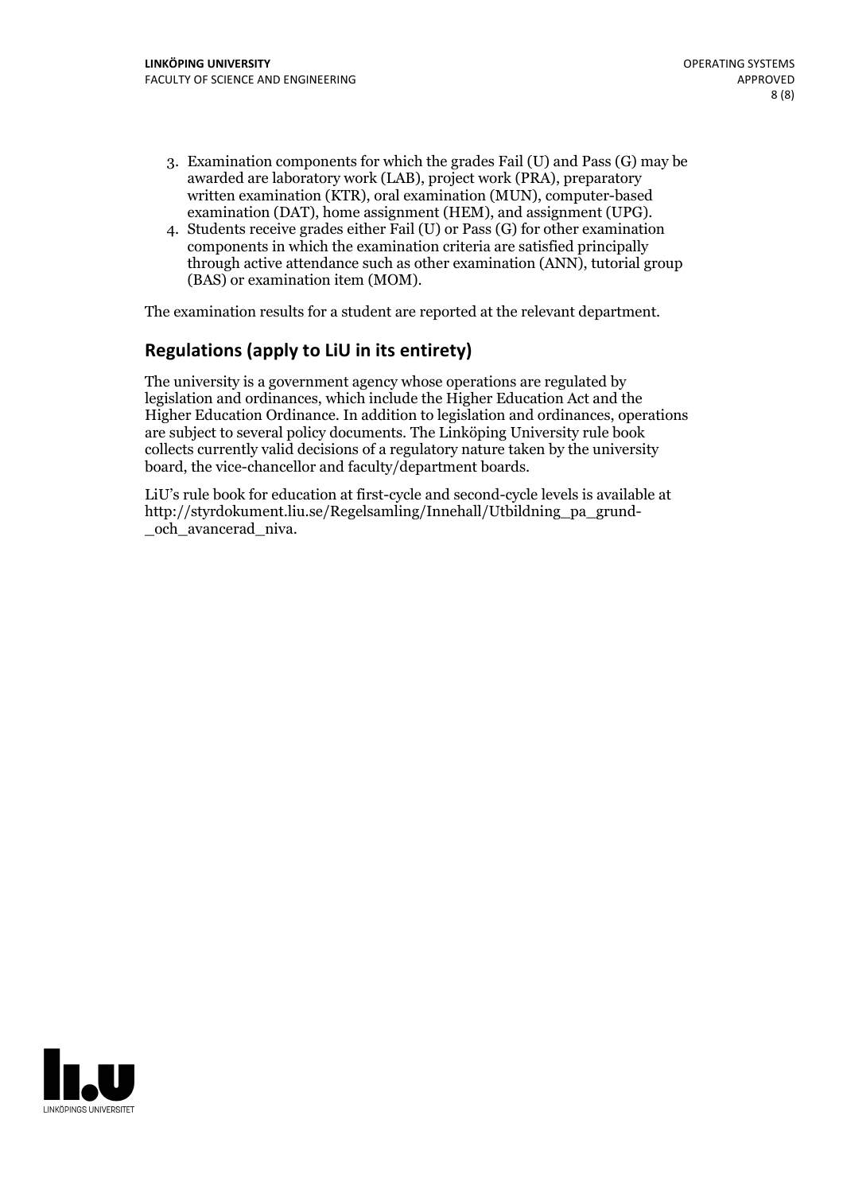3. Examination components for which the grades Fail (U) and Pass (G) may be awarded are laboratory work (LAB), project work (PRA), preparatory written examination (KTR), oral examination (MUN), computer-based examination (DAT), home assignment (HEM), and assignment (UPG).
4. Students receive grades either Fail (U) or Pass (G) for other examination components in which the examination criteria are satisfied principally through active attendance such as other examination (ANN), tutorial group (BAS) or examination item (MOM).

The examination results for a student are reported at the relevant department.

## Regulations (apply to LiU in its entirety)

The university is a government agency whose operations are regulated by legislation and ordinances, which include the Higher Education Act and the Higher Education Ordinance. In addition to legislation and ordinances, operations are subject to several policy documents. The Linköping University rule book collects currently valid decisions of a regulatory nature taken by the university board, the vice-chancellor and faculty/department boards.

LiU's rule book for education at first-cycle and second-cycle levels is available at http://styrdokument.liu.se/Regelsamling/Innehall/Utbildning_pa_grund-_och_avancerad_niva.